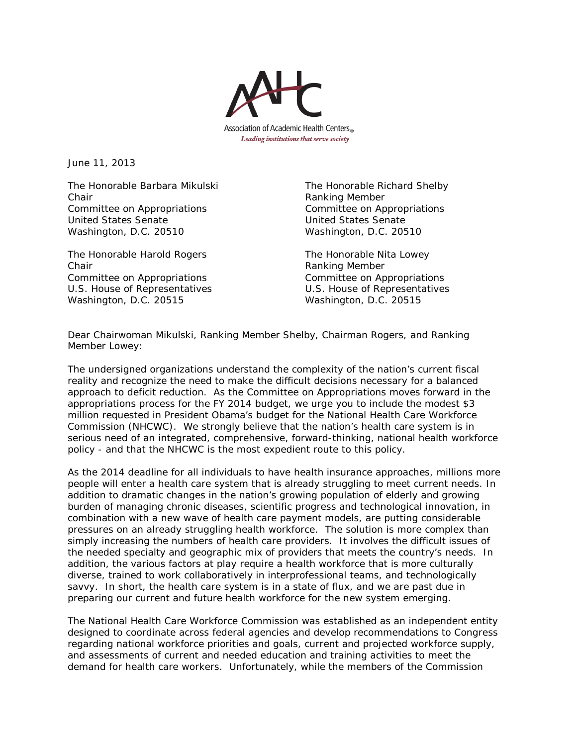Association of Academic Health Centers®

*Leading institutions that serve society*

June 11, 2013

The Honorable Barbara Mikulski
Chair
Committee on Appropriations
United States Senate
Washington, D.C. 20510

The Honorable Richard Shelby
Ranking Member
Committee on Appropriations
United States Senate
Washington, D.C. 20510

The Honorable Harold Rogers
Chair
Committee on Appropriations
U.S. House of Representatives
Washington, D.C. 20515

The Honorable Nita Lowey
Ranking Member
Committee on Appropriations
U.S. House of Representatives
Washington, D.C. 20515

Dear Chairwoman Mikulski, Ranking Member Shelby, Chairman Rogers, and Ranking Member Lowey:

The undersigned organizations understand the complexity of the nation's current fiscal reality and recognize the need to make the difficult decisions necessary for a balanced approach to deficit reduction. As the Committee on Appropriations moves forward in the appropriations process for the FY 2014 budget, we urge you to include the modest $3 million requested in President Obama's budget for the National Health Care Workforce Commission (NHCWC). We strongly believe that the nation's health care system is in serious need of an integrated, comprehensive, forward-thinking, national health workforce policy - and that the NHCWC is the most expedient route to this policy.

As the 2014 deadline for all individuals to have health insurance approaches, millions more people will enter a health care system that is already struggling to meet current needs. In addition to dramatic changes in the nation's growing population of elderly and growing burden of managing chronic diseases, scientific progress and technological innovation, in combination with a new wave of health care payment models, are putting considerable pressures on an already struggling health workforce. The solution is more complex than simply increasing the numbers of health care providers. It involves the difficult issues of the needed specialty and geographic mix of providers that meets the country's needs. In addition, the various factors at play require a health workforce that is more culturally diverse, trained to work collaboratively in interprofessional teams, and technologically savvy. In short, the health care system is in a state of flux, and we are past due in preparing our current and future health workforce for the new system emerging.

The National Health Care Workforce Commission was established as an independent entity designed to coordinate across federal agencies and develop recommendations to Congress regarding national workforce priorities and goals, current and projected workforce supply, and assessments of current and needed education and training activities to meet the demand for health care workers. Unfortunately, while the members of the Commission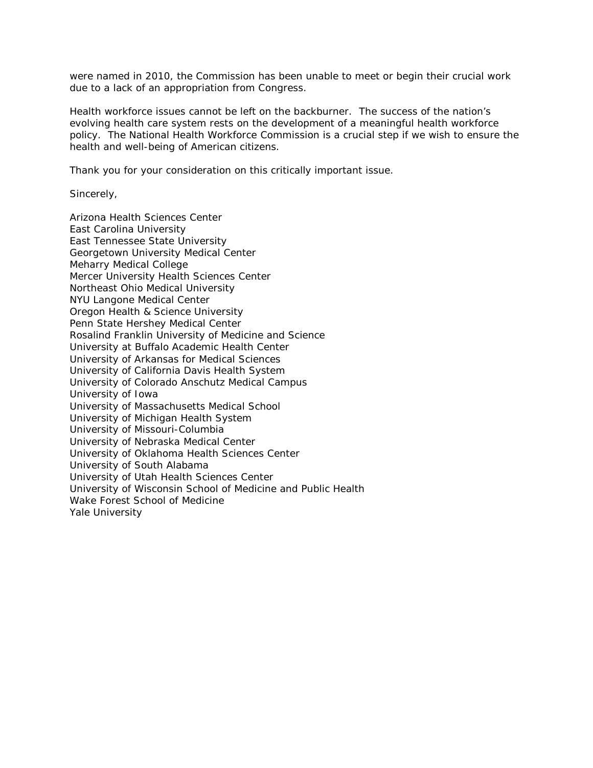were named in 2010, the Commission has been unable to meet or begin their crucial work due to a lack of an appropriation from Congress.

Health workforce issues cannot be left on the backburner. The success of the nation's evolving health care system rests on the development of a meaningful health workforce policy. The National Health Workforce Commission is a crucial step if we wish to ensure the health and well-being of American citizens.

Thank you for your consideration on this critically important issue.

Sincerely,

Arizona Health Sciences Center
East Carolina University
East Tennessee State University
Georgetown University Medical Center
Meharry Medical College
Mercer University Health Sciences Center
Northeast Ohio Medical University
NYU Langone Medical Center
Oregon Health & Science University
Penn State Hershey Medical Center
Rosalind Franklin University of Medicine and Science
University at Buffalo Academic Health Center
University of Arkansas for Medical Sciences
University of California Davis Health System
University of Colorado Anschutz Medical Campus
University of Iowa
University of Massachusetts Medical School
University of Michigan Health System
University of Missouri-Columbia
University of Nebraska Medical Center
University of Oklahoma Health Sciences Center
University of South Alabama
University of Utah Health Sciences Center
University of Wisconsin School of Medicine and Public Health
Wake Forest School of Medicine
Yale University